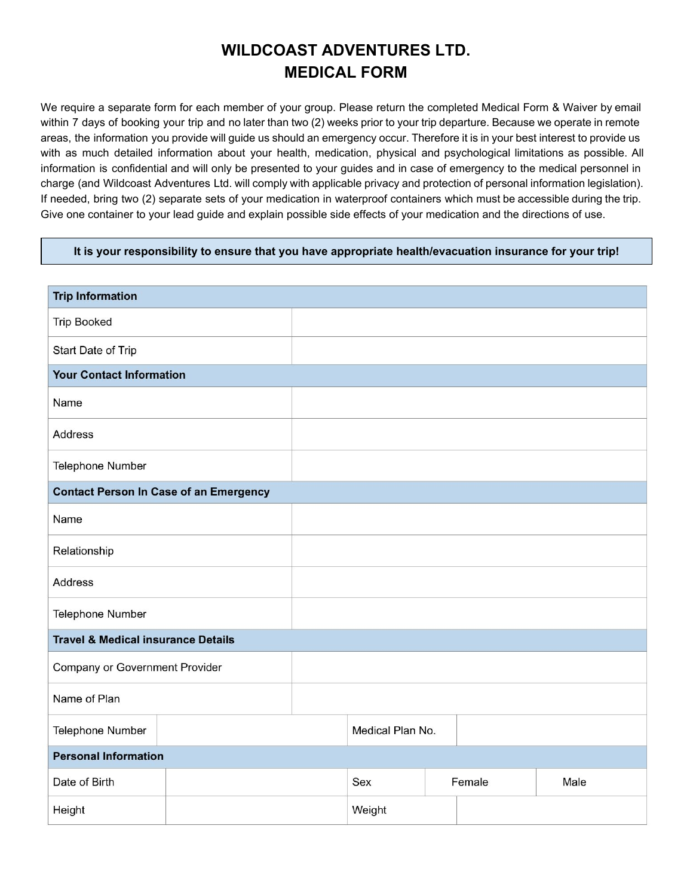# WILDCOAST ADVENTURES LTD.
# MEDICAL FORM

We require a separate form for each member of your group. Please return the completed Medical Form & Waiver by email within 7 days of booking your trip and no later than two (2) weeks prior to your trip departure. Because we operate in remote areas, the information you provide will guide us should an emergency occur. Therefore it is in your best interest to provide us with as much detailed information about your health, medication, physical and psychological limitations as possible. All information is confidential and will only be presented to your guides and in case of emergency to the medical personnel in charge (and Wildcoast Adventures Ltd. will comply with applicable privacy and protection of personal information legislation). If needed, bring two (2) separate sets of your medication in waterproof containers which must be accessible during the trip. Give one container to your lead guide and explain possible side effects of your medication and the directions of use.

**It is your responsibility to ensure that you have appropriate health/evacuation insurance for your trip!**

| | | | | |
|---|---|---|---|---|
| **Trip Information** | | | | |
| Trip Booked | | | | |
| Start Date of Trip | | | | |
| **Your Contact Information** | | | | |
| Name | | | | |
| Address | | | | |
| Telephone Number | | | | |
| **Contact Person In Case of an Emergency** | | | | |
| Name | | | | |
| Relationship | | | | |
| Address | | | | |
| Telephone Number | | | | |
| **Travel & Medical insurance Details** | | | | |
| Company or Government Provider | | | | |
| Name of Plan | | | | |
| Telephone Number | | Medical Plan No. | | |
| **Personal Information** | | | | |
| Date of Birth | | Sex | Female | Male |
| Height | | Weight | | |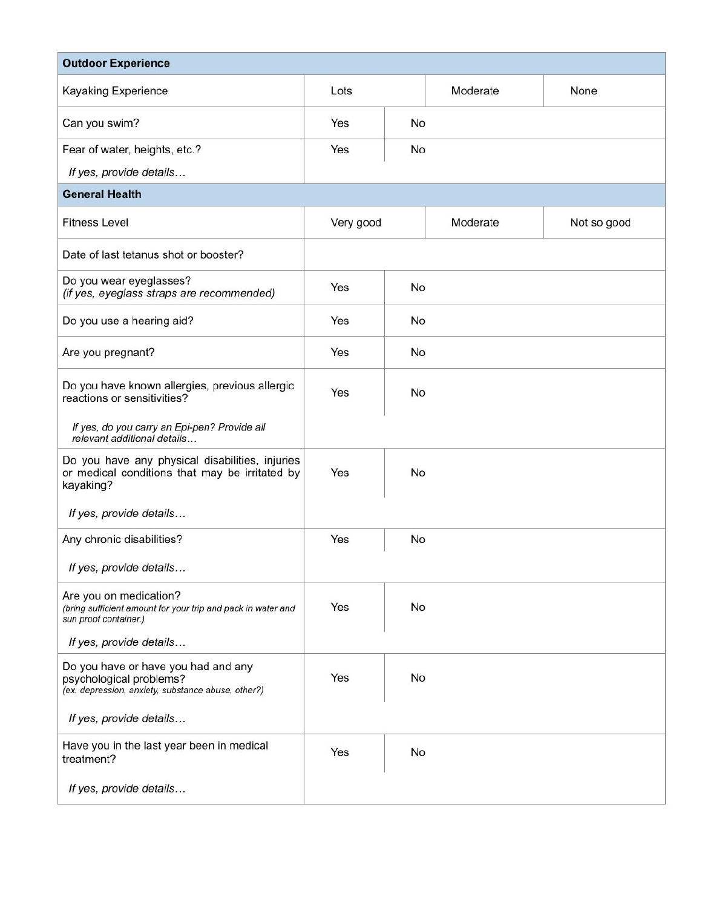| | | | |
|---|---|---|---|
| **Outdoor Experience** | | | |
| Kayaking Experience | Lots | Moderate | None |
| Can you swim? | Yes | No | |
| Fear of water, heights, etc.? *If yes, provide details…* | Yes | No | |
| **General Health** | | | |
| Fitness Level | Very good | Moderate | Not so good |
| Date of last tetanus shot or booster? | | | |
| Do you wear eyeglasses? *(if yes, eyeglass straps are recommended)* | Yes | No | |
| Do you use a hearing aid? | Yes | No | |
| Are you pregnant? | Yes | No | |
| Do you have known allergies, previous allergic reactions or sensitivities? *If yes, do you carry an Epi-pen? Provide all relevant additional details…* | Yes | No | |
| Do you have any physical disabilities, injuries or medical conditions that may be irritated by kayaking? *If yes, provide details…* | Yes | No | |
| Any chronic disabilities? *If yes, provide details…* | Yes | No | |
| Are you on medication? *(bring sufficient amount for your trip and pack in water and sun proof container.)* *If yes, provide details…* | Yes | No | |
| Do you have or have you had and any psychological problems? *(ex. depression, anxiety, substance abuse, other?)* *If yes, provide details…* | Yes | No | |
| Have you in the last year been in medical treatment? *If yes, provide details…* | Yes | No | |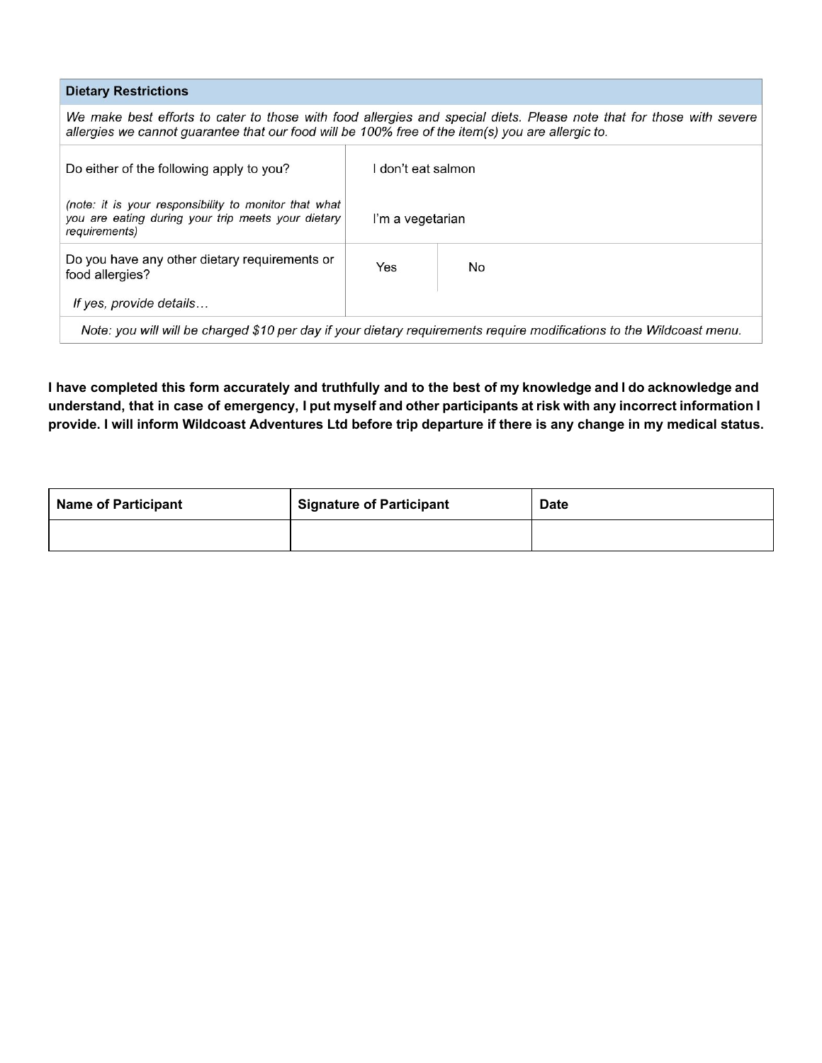| Dietary Restrictions | | |
|---|---|---|
| *We make best efforts to cater to those with food allergies and special diets. Please note that for those with severe allergies we cannot guarantee that our food will be 100% free of the item(s) you are allergic to.* | | |
| Do either of the following apply to you?<br><br>*(note: it is your responsibility to monitor that what you are eating during your trip meets your dietary requirements)* | I don't eat salmon<br><br>I'm a vegetarian | |
| Do you have any other dietary requirements or food allergies? | Yes | No |
| *If yes, provide details…* | | |
| *Note: you will will be charged $10 per day if your dietary requirements require modifications to the Wildcoast menu.* | | |

**I have completed this form accurately and truthfully and to the best of my knowledge and I do acknowledge and understand, that in case of emergency, I put myself and other participants at risk with any incorrect information I provide. I will inform Wildcoast Adventures Ltd before trip departure if there is any change in my medical status.**

| Name of Participant | Signature of Participant | Date |
|---|---|---|
| | | |